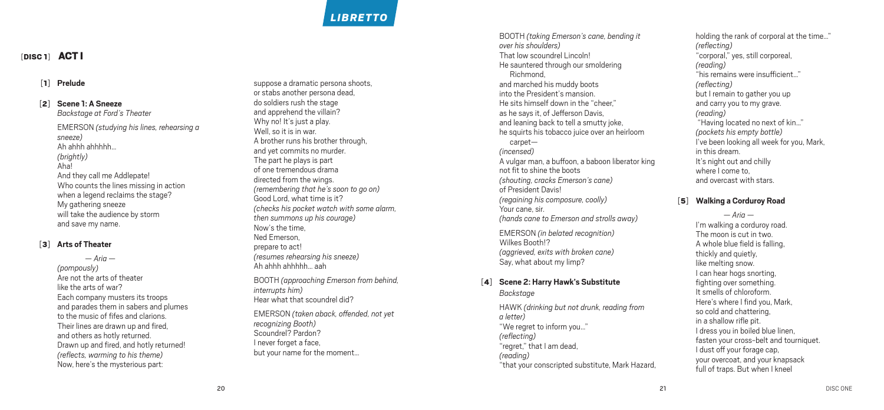# LIBRETTO

## [DISC 1] ACT I

### [1] Prelude

### [2] Scene 1: A Sneeze

*Backstage at Ford's Theater*

EMERSON *(studying his lines, rehearsing a sneeze)*
Ah ahhh ahhhhh...
*(brightly)*
Aha!
And they call me Addlepate!
Who counts the lines missing in action
when a legend reclaims the stage?
My gathering sneeze
will take the audience by storm
and save my name.

### [3] Arts of Theater

*— Aria —*

*(pompously)*
Are not the arts of theater
like the arts of war?
Each company musters its troops
and parades them in sabers and plumes
to the music of fifes and clarions.
Their lines are drawn up and fired,
and others as hotly returned.
Drawn up and fired, and hotly returned!
*(reflects, warming to his theme)*
Now, here's the mysterious part:
suppose a dramatic persona shoots,
or stabs another persona dead,
do soldiers rush the stage
and apprehend the villain?
Why no! It's just a play.
Well, so it is in war.
A brother runs his brother through,
and yet commits no murder.
The part he plays is part
of one tremendous drama
directed from the wings.
*(remembering that he's soon to go on)*
Good Lord, what time is it?
*(checks his pocket watch with some alarm, then summons up his courage)*
Now's the time,
Ned Emerson,
prepare to act!
*(resumes rehearsing his sneeze)*
Ah ahhh ahhhhh... aah

BOOTH *(approaching Emerson from behind, interrupts him)*
Hear what that scoundrel did?

EMERSON *(taken aback, offended, not yet recognizing Booth)*
Scoundrel? Pardon?
I never forget a face,
but your name for the moment...

BOOTH *(taking Emerson's cane, bending it over his shoulders)*
That low scoundrel Lincoln!
He sauntered through our smoldering
  Richmond,
and marched his muddy boots
into the President's mansion.
He sits himself down in the "cheer,"
as he says it, of Jefferson Davis,
and leaning back to tell a smutty joke,
he squirts his tobacco juice over an heirloom
  carpet—
*(incensed)*
A vulgar man, a buffoon, a baboon liberator king
not fit to shine the boots
*(shouting, cracks Emerson's cane)*
of President Davis!
*(regaining his composure, coolly)*
Your cane, sir.
*(hands cane to Emerson and strolls away)*

EMERSON *(in belated recognition)*
Wilkes Booth!?
*(aggrieved, exits with broken cane)*
Say, what about my limp?

### [4] Scene 2: Harry Hawk's Substitute

*Backstage*

HAWK *(drinking but not drunk, reading from a letter)*
"We regret to inform you..."
*(reflecting)*
"regret," that I am dead,
*(reading)*
"that your conscripted substitute, Mark Hazard,
holding the rank of corporal at the time..."
*(reflecting)*
"corporal," yes, still corporeal,
*(reading)*
"his remains were insufficient..."
*(reflecting)*
but I remain to gather you up
and carry you to my grave.
*(reading)*
"Having located no next of kin..."
*(pockets his empty bottle)*
I've been looking all week for you, Mark,
in this dream.
It's night out and chilly
where I come to,
and overcast with stars.

### [5] Walking a Corduroy Road

*— Aria —*

I'm walking a corduroy road.
The moon is cut in two.
A whole blue field is falling,
thickly and quietly,
like melting snow.
I can hear hogs snorting,
fighting over something.
It smells of chloroform.
Here's where I find you, Mark,
so cold and chattering,
in a shallow rifle pit.
I dress you in boiled blue linen,
fasten your cross-belt and tourniquet.
I dust off your forage cap,
your overcoat, and your knapsack
full of traps. But when I kneel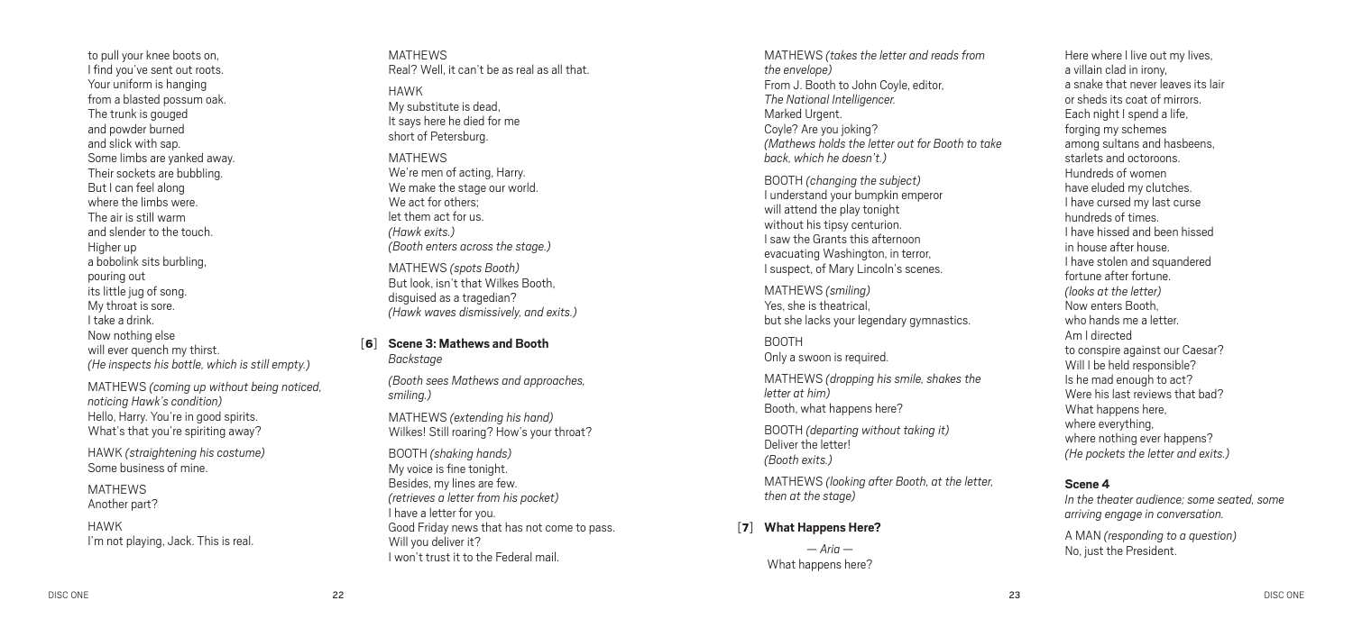to pull your knee boots on,
I find you've sent out roots.
Your uniform is hanging
from a blasted possum oak.
The trunk is gouged
and powder burned
and slick with sap.
Some limbs are yanked away.
Their sockets are bubbling.
But I can feel along
where the limbs were.
The air is still warm
and slender to the touch.
Higher up
a bobolink sits burbling,
pouring out
its little jug of song.
My throat is sore.
I take a drink.
Now nothing else
will ever quench my thirst.
*(He inspects his bottle, which is still empty.)*

MATHEWS *(coming up without being noticed, noticing Hawk's condition)*
Hello, Harry. You're in good spirits.
What's that you're spiriting away?

HAWK *(straightening his costume)*
Some business of mine.

MATHEWS
Another part?

HAWK
I'm not playing, Jack. This is real.

MATHEWS
Real? Well, it can't be as real as all that.

HAWK
My substitute is dead,
It says here he died for me
short of Petersburg.

MATHEWS
We're men of acting, Harry.
We make the stage our world.
We act for others;
let them act for us.
*(Hawk exits.)*
*(Booth enters across the stage.)*

MATHEWS *(spots Booth)*
But look, isn't that Wilkes Booth,
disguised as a tragedian?
*(Hawk waves dismissively, and exits.)*

## [6] Scene 3: Mathews and Booth

*Backstage*

*(Booth sees Mathews and approaches, smiling.)*

MATHEWS *(extending his hand)*
Wilkes! Still roaring? How's your throat?

BOOTH *(shaking hands)*
My voice is fine tonight.
Besides, my lines are few.
*(retrieves a letter from his pocket)*
I have a letter for you.
Good Friday news that has not come to pass.
Will you deliver it?
I won't trust it to the Federal mail.

MATHEWS *(takes the letter and reads from the envelope)*
From J. Booth to John Coyle, editor,
*The National Intelligencer.*
Marked Urgent.
Coyle? Are you joking?
*(Mathews holds the letter out for Booth to take back, which he doesn't.)*

BOOTH *(changing the subject)*
I understand your bumpkin emperor
will attend the play tonight
without his tipsy centurion.
I saw the Grants this afternoon
evacuating Washington, in terror,
I suspect, of Mary Lincoln's scenes.

MATHEWS *(smiling)*
Yes, she is theatrical,
but she lacks your legendary gymnastics.

BOOTH
Only a swoon is required.

MATHEWS *(dropping his smile, shakes the letter at him)*
Booth, what happens here?

BOOTH *(departing without taking it)*
Deliver the letter!
*(Booth exits.)*

MATHEWS *(looking after Booth, at the letter, then at the stage)*

## [7] What Happens Here?

*— Aria —*

What happens here?
Here where I live out my lives,
a villain clad in irony,
a snake that never leaves its lair
or sheds its coat of mirrors.
Each night I spend a life,
forging my schemes
among sultans and hasbeens,
starlets and octoroons.
Hundreds of women
have eluded my clutches.
I have cursed my last curse
hundreds of times.
I have hissed and been hissed
in house after house.
I have stolen and squandered
fortune after fortune.
*(looks at the letter)*
Now enters Booth,
who hands me a letter.
Am I directed
to conspire against our Caesar?
Will I be held responsible?
Is he mad enough to act?
Were his last reviews that bad?
What happens here,
where everything,
where nothing ever happens?
*(He pockets the letter and exits.)*

## Scene 4

*In the theater audience; some seated, some arriving engage in conversation.*

A MAN *(responding to a question)*
No, just the President.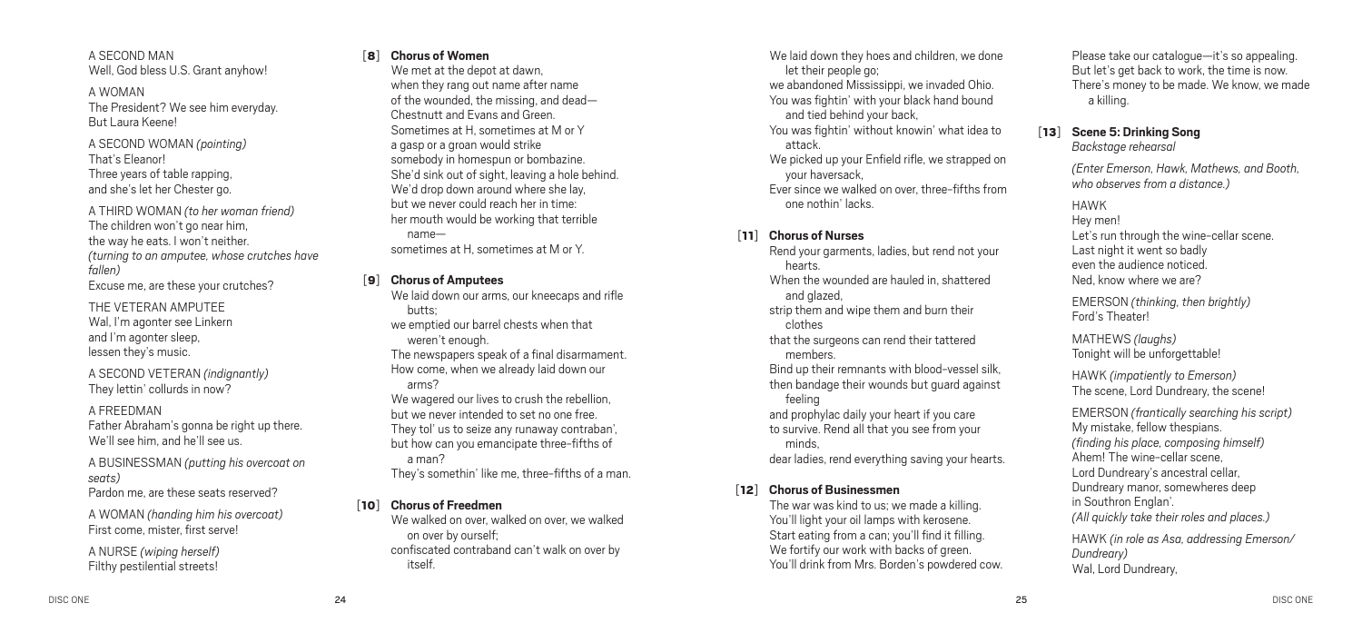A SECOND MAN
Well, God bless U.S. Grant anyhow!

A WOMAN
The President? We see him everyday.
But Laura Keene!

A SECOND WOMAN *(pointing)*
That's Eleanor!
Three years of table rapping,
and she's let her Chester go.

A THIRD WOMAN *(to her woman friend)*
The children won't go near him,
the way he eats. I won't neither.
*(turning to an amputee, whose crutches have fallen)*
Excuse me, are these your crutches?

THE VETERAN AMPUTEE
Wal, I'm agonter see Linkern
and I'm agonter sleep,
lessen they's music.

A SECOND VETERAN *(indignantly)*
They lettin' collurds in now?

A FREEDMAN
Father Abraham's gonna be right up there.
We'll see him, and he'll see us.

A BUSINESSMAN *(putting his overcoat on seats)*
Pardon me, are these seats reserved?

A WOMAN *(handing him his overcoat)*
First come, mister, first serve!

A NURSE *(wiping herself)*
Filthy pestilential streets!

**[8] Chorus of Women**

We met at the depot at dawn,
when they rang out our name after name
of the wounded, the missing, and dead—
Chestnutt and Evans and Green.
Sometimes at H, sometimes at M or Y
a gasp or a groan would strike
somebody in homespun or bombazine.
She'd sink out of sight, leaving a hole behind.
We'd drop down around where she lay,
but we never could reach her in time:
her mouth would be working that terrible name—
sometimes at H, sometimes at M or Y.

**[9] Chorus of Amputees**

We laid down our arms, our kneecaps and rifle butts;
we emptied our barrel chests when that weren't enough.
The newspapers speak of a final disarmament.
How come, when we already laid down our arms?
We wagered our lives to crush the rebellion,
but we never intended to set no one free.
They tol' us to seize any runaway contraban',
but how can you emancipate three-fifths of a man?
They's somethin' like me, three-fifths of a man.

**[10] Chorus of Freedmen**

We walked on over, walked on over, we walked on over by ourself;
confiscated contraband can't walk on over by itself.
We laid down they hoes and children, we done let their people go;
we abandoned Mississippi, we invaded Ohio.
You was fightin' with your black hand bound and tied behind your back,
You was fightin' without knowin' what idea to attack.
We picked up your Enfield rifle, we strapped on your haversack,
Ever since we walked on over, three-fifths from one nothin' lacks.

**[11] Chorus of Nurses**

Rend your garments, ladies, but rend not your hearts.
When the wounded are hauled in, shattered and glazed,
strip them and wipe them and burn their clothes
that the surgeons can rend their tattered members.
Bind up their remnants with blood-vessel silk,
then bandage their wounds but guard against feeling
and prophylac daily your heart if you care
to survive. Rend all that you see from your minds,
dear ladies, rend everything saving your hearts.

**[12] Chorus of Businessmen**

The war was kind to us; we made a killing.
You'll light your oil lamps with kerosene.
Start eating from a can; you'll find it filling.
We fortify our work with backs of green.
You'll drink from Mrs. Borden's powdered cow.
Please take our catalogue—it's so appealing.
But let's get back to work, the time is now.
There's money to be made. We know, we made a killing.

**[13] Scene 5: Drinking Song**
*Backstage rehearsal*

*(Enter Emerson, Hawk, Mathews, and Booth, who observes from a distance.)*

HAWK
Hey men!
Let's run through the wine-cellar scene.
Last night it went so badly
even the audience noticed.
Ned, know where we are?

EMERSON *(thinking, then brightly)*
Ford's Theater!

MATHEWS *(laughs)*
Tonight will be unforgettable!

HAWK *(impatiently to Emerson)*
The scene, Lord Dundreary, the scene!

EMERSON *(frantically searching his script)*
My mistake, fellow thespians.
*(finding his place, composing himself)*
Ahem! The wine-cellar scene,
Lord Dundreary's ancestral cellar,
Dundreary manor, somewheres deep
in Southron Englan'.
*(All quickly take their roles and places.)*

HAWK *(in role as Asa, addressing Emerson/Dundreary)*
Wal, Lord Dundreary,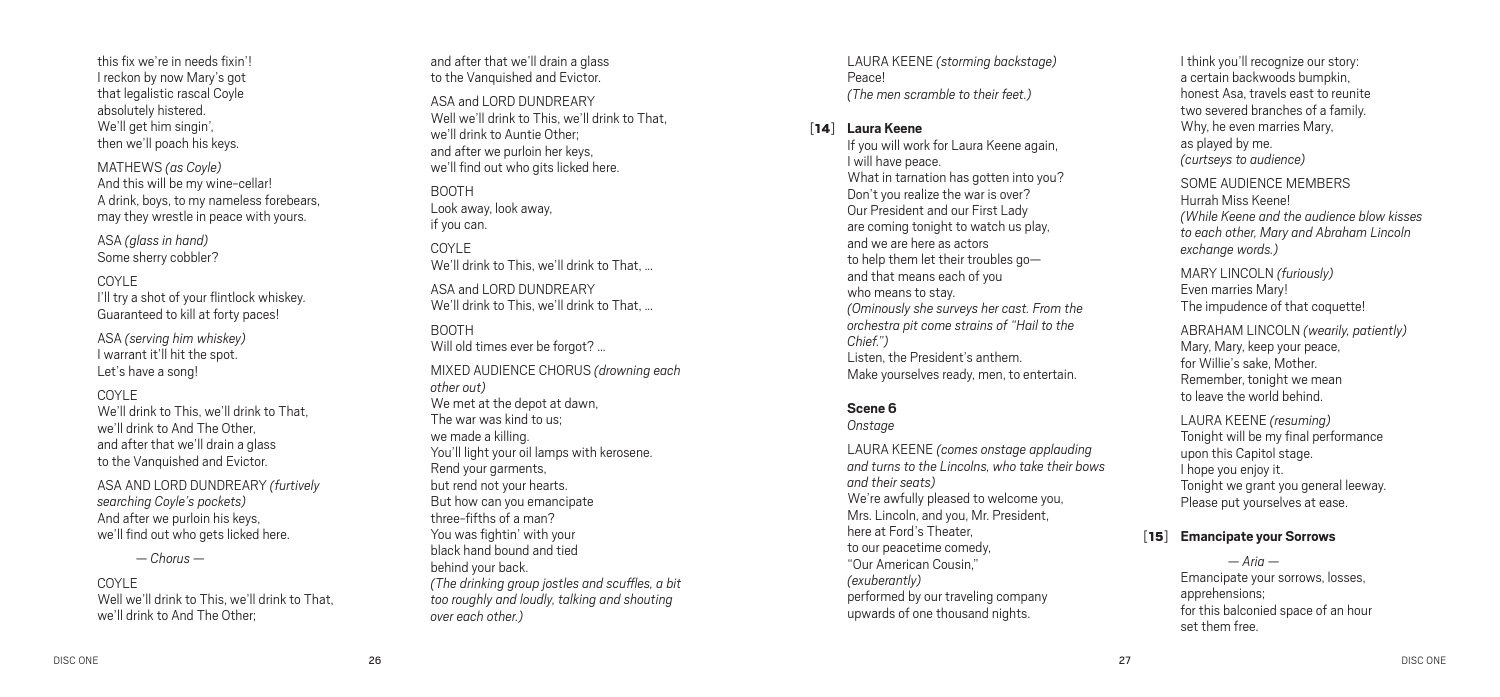this fix we're in needs fixin'!
I reckon by now Mary's got
that legalistic rascal Coyle
absolutely histered.
We'll get him singin',
then we'll poach his keys.

MATHEWS *(as Coyle)*
And this will be my wine-cellar!
A drink, boys, to my nameless forebears,
may they wrestle in peace with yours.

ASA *(glass in hand)*
Some sherry cobbler?

COYLE
I'll try a shot of your flintlock whiskey.
Guaranteed to kill at forty paces!

ASA *(serving him whiskey)*
I warrant it'll hit the spot.
Let's have a song!

COYLE
We'll drink to This, we'll drink to That,
we'll drink to And The Other,
and after that we'll drain a glass
to the Vanquished and Evictor.

ASA AND LORD DUNDREARY *(furtively searching Coyle's pockets)*
And after we purloin his keys,
we'll find out who gets licked here.

*— Chorus —*

COYLE
Well we'll drink to This, we'll drink to That,
we'll drink to And The Other;
and after that we'll drain a glass
to the Vanquished and Evictor.

ASA and LORD DUNDREARY
Well we'll drink to This, we'll drink to That,
we'll drink to Auntie Other;
and after we purloin her keys,
we'll find out who gits licked here.

BOOTH
Look away, look away,
if you can.

COYLE
We'll drink to This, we'll drink to That, ...

ASA and LORD DUNDREARY
We'll drink to This, we'll drink to That, ...

BOOTH
Will old times ever be forgot? ...

MIXED AUDIENCE CHORUS *(drowning each other out)*
We met at the depot at dawn,
The war was kind to us;
we made a killing.
You'll light your oil lamps with kerosene.
Rend your garments,
but rend not your hearts.
But how can you emancipate
three-fifths of a man?
You was fightin' with your
black hand bound and tied
behind your back.
*(The drinking group jostles and scuffles, a bit too roughly and loudly, talking and shouting over each other.)*

LAURA KEENE *(storming backstage)*
Peace!
*(The men scramble to their feet.)*

## [14] Laura Keene

If you will work for Laura Keene again,
I will have peace.
What in tarnation has gotten into you?
Don't you realize the war is over?
Our President and our First Lady
are coming tonight to watch us play,
and we are here as actors
to help them let their troubles go—
and that means each of you
who means to stay.
*(Ominously she surveys her cast. From the orchestra pit come strains of "Hail to the Chief.")*
Listen, the President's anthem.
Make yourselves ready, men, to entertain.

### Scene 6

*Onstage*

LAURA KEENE *(comes onstage applauding and turns to the Lincolns, who take their bows and their seats)*
We're awfully pleased to welcome you,
Mrs. Lincoln, and you, Mr. President,
here at Ford's Theater,
to our peacetime comedy,
"Our American Cousin,"
*(exuberantly)*
performed by our traveling company
upwards of one thousand nights.

I think you'll recognize our story:
a certain backwoods bumpkin,
honest Asa, travels east to reunite
two severed branches of a family.
Why, he even marries Mary,
as played by me.
*(curtseys to audience)*

SOME AUDIENCE MEMBERS
Hurrah Miss Keene!
*(While Keene and the audience blow kisses to each other, Mary and Abraham Lincoln exchange words.)*

MARY LINCOLN *(furiously)*
Even marries Mary!
The impudence of that coquette!

ABRAHAM LINCOLN *(wearily, patiently)*
Mary, Mary, keep your peace,
for Willie's sake, Mother.
Remember, tonight we mean
to leave the world behind.

LAURA KEENE *(resuming)*
Tonight will be my final performance
upon this Capitol stage.
I hope you enjoy it.
Tonight we grant you general leeway.
Please put yourselves at ease.

## [15] Emancipate your Sorrows

*— Aria —*
Emancipate your sorrows, losses,
apprehensions;
for this balconied space of an hour
set them free.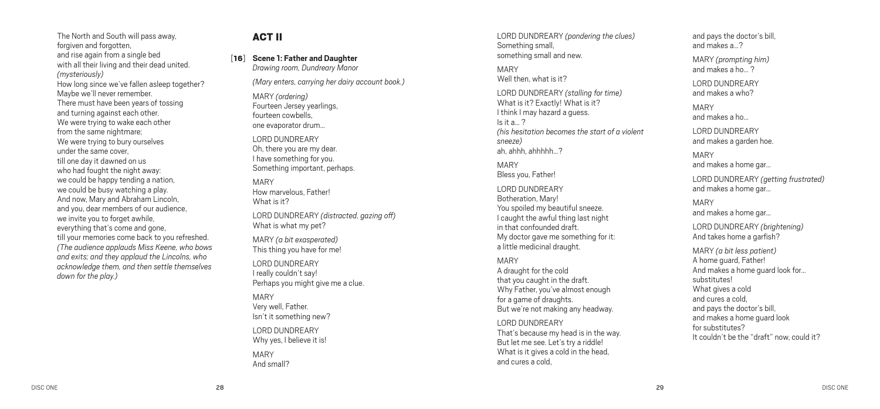The North and South will pass away,
forgiven and forgotten,
and rise again from a single bed
with all their living and their dead united.
*(mysteriously)*
How long since we've fallen asleep together?
Maybe we'll never remember.
There must have been years of tossing
and turning against each other.
We were trying to wake each other
from the same nightmare;
We were trying to bury ourselves
under the same cover,
till one day it dawned on us
who had fought the night away:
we could be happy tending a nation,
we could be busy watching a play.
And now, Mary and Abraham Lincoln,
and you, dear members of our audience,
we invite you to forget awhile,
everything that's come and gone,
till your memories come back to you refreshed.
*(The audience applauds Miss Keene, who bows and exits; and they applaud the Lincolns, who acknowledge them, and then settle themselves down for the play.)*

## ACT II

**[16] Scene 1: Father and Daughter**
*Drawing room, Dundreary Manor*

*(Mary enters, carrying her dairy account book.)*

MARY *(ordering)*
Fourteen Jersey yearlings,
fourteen cowbells,
one evaporator drum...

LORD DUNDREARY
Oh, there you are my dear.
I have something for you.
Something important, perhaps.

MARY
How marvelous, Father!
What is it?

LORD DUNDREARY *(distracted, gazing off)*
What is what my pet?

MARY *(a bit exasperated)*
This thing you have for me!

LORD DUNDREARY
I really couldn't say!
Perhaps you might give me a clue.

MARY
Very well, Father.
Isn't it something new?

LORD DUNDREARY
Why yes, I believe it is!

MARY
And small?

LORD DUNDREARY *(pondering the clues)*
Something small,
something small and new.

MARY
Well then, what is it?

LORD DUNDREARY *(stalling for time)*
What is it? Exactly! What is it?
I think I may hazard a guess.
Is it a... ?
*(his hesitation becomes the start of a violent sneeze)*
ah, ahhh, ahhhhh...?

MARY
Bless you, Father!

LORD DUNDREARY
Botheration, Mary!
You spoiled my beautiful sneeze.
I caught the awful thing last night
in that confounded draft.
My doctor gave me something for it:
a little medicinal draught.

MARY
A draught for the cold
that you caught in the draft.
Why Father, you've almost enough
for a game of draughts.
But we're not making any headway.

LORD DUNDREARY
That's because my head is in the way.
But let me see. Let's try a riddle!
What is it gives a cold in the head,
and cures a cold,
and pays the doctor's bill,
and makes a...?

MARY *(prompting him)*
and makes a ho... ?

LORD DUNDREARY
and makes a who?

MARY
and makes a ho...

LORD DUNDREARY
and makes a garden hoe.

MARY
and makes a home gar...

LORD DUNDREARY *(getting frustrated)*
and makes a home gar...

MARY
and makes a home gar...

LORD DUNDREARY *(brightening)*
And takes home a garfish?

MARY *(a bit less patient)*
A home guard, Father!
And makes a home guard look for...
substitutes!
What gives a cold
and cures a cold,
and pays the doctor's bill,
and makes a home guard look
for substitutes?
It couldn't be the "draft" now, could it?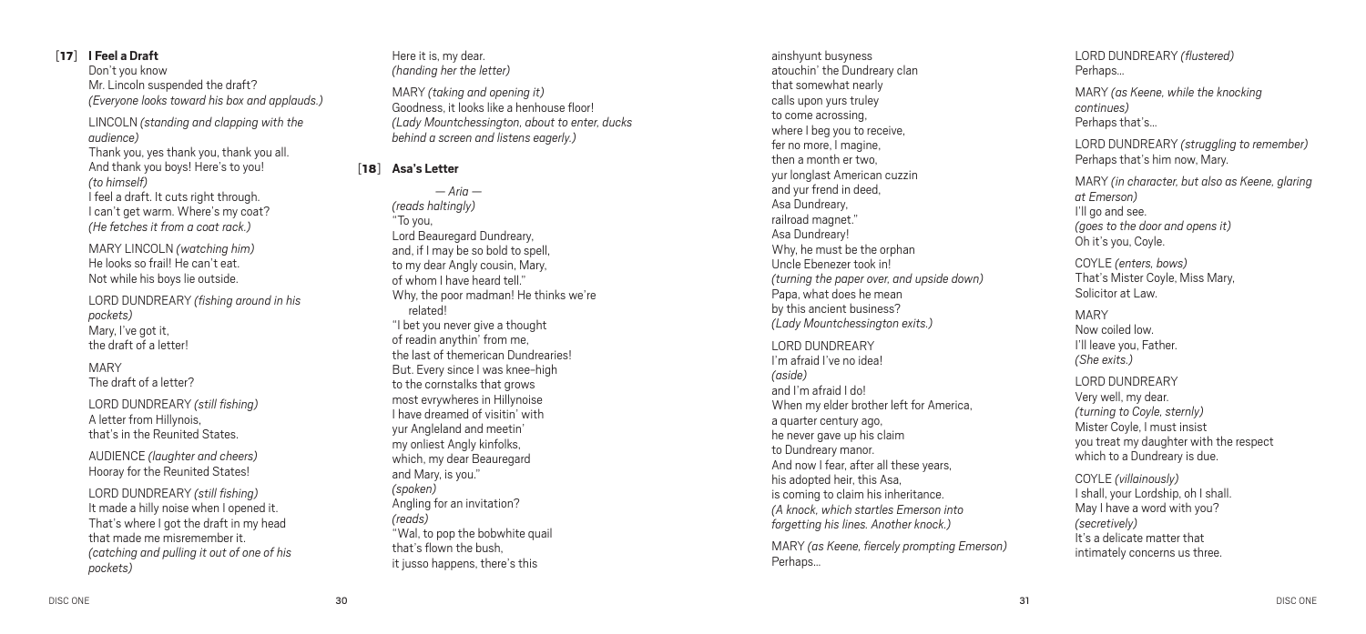## [17] I Feel a Draft

Don't you know
Mr. Lincoln suspended the draft?
*(Everyone looks toward his box and applauds.)*

LINCOLN *(standing and clapping with the audience)*
Thank you, yes thank you, thank you all.
And thank you boys! Here's to you!
*(to himself)*
I feel a draft. It cuts right through.
I can't get warm. Where's my coat?
*(He fetches it from a coat rack.)*

MARY LINCOLN *(watching him)*
He looks so frail! He can't eat.
Not while his boys lie outside.

LORD DUNDREARY *(fishing around in his pockets)*
Mary, I've got it,
the draft of a letter!

MARY
The draft of a letter?

LORD DUNDREARY *(still fishing)*
A letter from Hillynois,
that's in the Reunited States.

AUDIENCE *(laughter and cheers)*
Hooray for the Reunited States!

LORD DUNDREARY *(still fishing)*
It made a hilly noise when I opened it.
That's where I got the draft in my head
that made me misremember it.
*(catching and pulling it out of one of his pockets)*
Here it is, my dear.
*(handing her the letter)*

MARY *(taking and opening it)*
Goodness, it looks like a henhouse floor!
*(Lady Mountchessington, about to enter, ducks behind a screen and listens eagerly.)*

## [18] Asa's Letter

*— Aria —*
*(reads haltingly)*
"To you,
Lord Beauregard Dundreary,
and, if I may be so bold to spell,
to my dear Angly cousin, Mary,
of whom I have heard tell."
Why, the poor madman! He thinks we're related!
"I bet you never give a thought
of readin anythin' from me,
the last of themerican Dundrearies!
But. Every since I was knee-high
to the cornstalks that grows
most evrywheres in Hillynoise
I have dreamed of visitin' with
yur Angleland and meetin'
my onliest Angly kinfolks,
which, my dear Beauregard
and Mary, is you."
*(spoken)*
Angling for an invitation?
*(reads)*
"Wal, to pop the bobwhite quail
that's flown the bush,
it jusso happens, there's this
ainshyunt busyness
atouchin' the Dundreary clan
that somewhat nearly
calls upon yurs truley
to come acrossing,
where I beg you to receive,
fer no more, I magine,
then a month er two,
yur longlast American cuzzin
and yur frend in deed,
Asa Dundreary,
railroad magnet."
Asa Dundreary!
Why, he must be the orphan
Uncle Ebenezer took in!
*(turning the paper over, and upside down)*
Papa, what does he mean
by this ancient business?
*(Lady Mountchessington exits.)*

LORD DUNDREARY
I'm afraid I've no idea!
*(aside)*
and I'm afraid I do!
When my elder brother left for America,
a quarter century ago,
he never gave up his claim
to Dundreary manor.
And now I fear, after all these years,
his adopted heir, this Asa,
is coming to claim his inheritance.
*(A knock, which startles Emerson into forgetting his lines. Another knock.)*

MARY *(as Keene, fiercely prompting Emerson)*
Perhaps...

LORD DUNDREARY *(flustered)*
Perhaps...

MARY *(as Keene, while the knocking continues)*
Perhaps that's...

LORD DUNDREARY *(struggling to remember)*
Perhaps that's him now, Mary.

MARY *(in character, but also as Keene, glaring at Emerson)*
I'll go and see.
*(goes to the door and opens it)*
Oh it's you, Coyle.

COYLE *(enters, bows)*
That's Mister Coyle, Miss Mary,
Solicitor at Law.

MARY
Now coiled low.
I'll leave you, Father.
*(She exits.)*

LORD DUNDREARY
Very well, my dear.
*(turning to Coyle, sternly)*
Mister Coyle, I must insist
you treat my daughter with the respect
which to a Dundreary is due.

COYLE *(villainously)*
I shall, your Lordship, oh I shall.
May I have a word with you?
*(secretively)*
It's a delicate matter that
intimately concerns us three.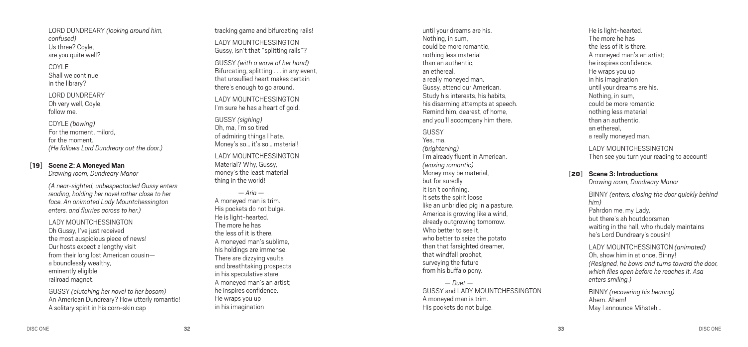LORD DUNDREARY *(looking around him, confused)*
Us three? Coyle,
are you quite well?

COYLE
Shall we continue
in the library?

LORD DUNDREARY
Oh very well, Coyle,
follow me.

COYLE *(bowing)*
For the moment, milord,
for the moment.
*(He follows Lord Dundreary out the door.)*

### [19] Scene 2: A Moneyed Man

*Drawing room, Dundreary Manor*

*(A near-sighted, unbespectacled Gussy enters reading, holding her novel rather close to her face. An animated Lady Mountchessington enters, and flurries across to her.)*

LADY MOUNTCHESSINGTON
Oh Gussy, I've just received
the most auspicious piece of news!
Our hosts expect a lengthy visit
from their long lost American cousin—
a boundlessly wealthy,
eminently eligible
railroad magnet.

GUSSY *(clutching her novel to her bosom)*
An American Dundreary? How utterly romantic!
A solitary spirit in his corn-skin cap
tracking game and bifurcating rails!

LADY MOUNTCHESSINGTON
Gussy, isn't that "splitting rails"?

GUSSY *(with a wave of her hand)*
Bifurcating, splitting . . . in any event,
that unsullied heart makes certain
there's enough to go around.

LADY MOUNTCHESSINGTON
I'm sure he has a heart of gold.

GUSSY *(sighing)*
Oh, ma, I'm so tired
of admiring things I hate.
Money's so… it's so… material!

LADY MOUNTCHESSINGTON
Material? Why, Gussy,
money's the least material
thing in the world!

*— Aria —*
A moneyed man is trim.
His pockets do not bulge.
He is light-hearted.
The more he has
the less of it is there.
A moneyed man's sublime,
his holdings are immense.
There are dizzying vaults
and breathtaking prospects
in his speculative stare.
A moneyed man's an artist;
he inspires confidence.
He wraps you up
in his imagination
until your dreams are his.
Nothing, in sum,
could be more romantic,
nothing less material
than an authentic,
an ethereal,
a really moneyed man.
Gussy, attend our American.
Study his interests, his habits,
his disarming attempts at speech.
Remind him, dearest, of home,
and you'll accompany him there.

GUSSY
Yes, ma.
*(brightening)*
I'm already fluent in American.
*(waxing romantic)*
Money may be material,
but for suredly
it isn't confining.
It sets the spirit loose
like an unbridled pig in a pasture.
America is growing like a wind,
already outgrowing tomorrow.
Who better to see it,
who better to seize the potato
than that farsighted dreamer,
that windfall prophet,
surveying the future
from his buffalo pony.

*— Duet —*
GUSSY and LADY MOUNTCHESSINGTON
A moneyed man is trim.
His pockets do not bulge.
He is light-hearted.
The more he has
the less of it is there.
A moneyed man's an artist;
he inspires confidence.
He wraps you up
in his imagination
until your dreams are his.
Nothing, in sum,
could be more romantic,
nothing less material
than an authentic,
an ethereal,
a really moneyed man.

LADY MOUNTCHESSINGTON
Then see you turn your reading to account!

### [20] Scene 3: Introductions

*Drawing room, Dundreary Manor*

BINNY *(enters, closing the door quickly behind him)*
Pahrdon me, my Lady,
but there's ah houtdoorsman
waiting in the hall, who rhudely maintains
he's Lord Dundreary's cousin!

LADY MOUNTCHESSINGTON *(animated)*
Oh, show him in at once, Binny!
*(Resigned, he bows and turns toward the door, which flies open before he reaches it. Asa enters smiling.)*

BINNY *(recovering his bearing)*
Ahem. Ahem!
May I announce Mihsteh…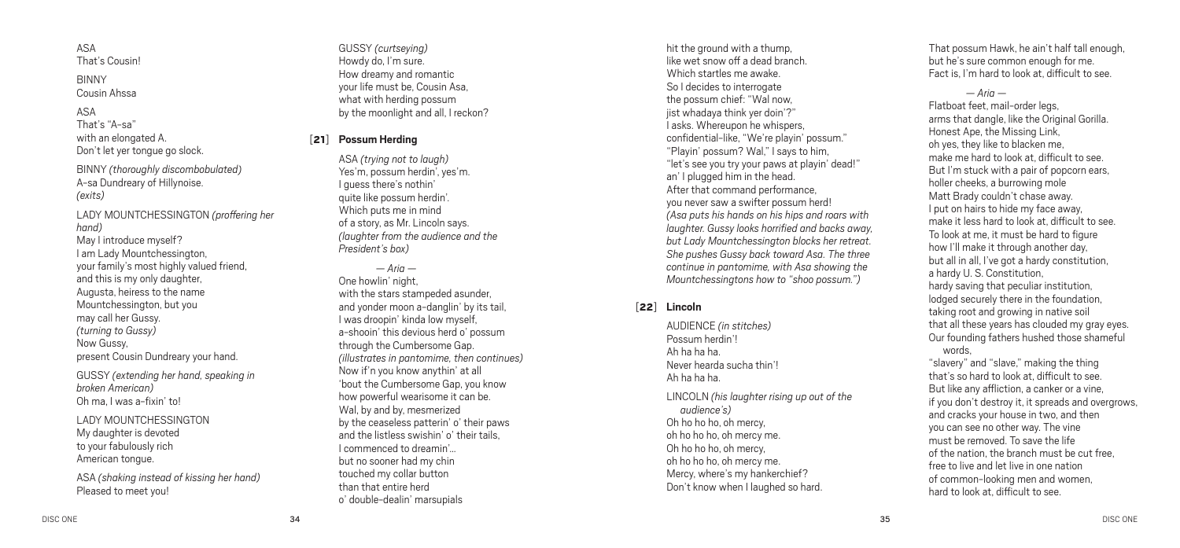ASA
That's Cousin!

BINNY
Cousin Ahssa

ASA
That's "A-sa"
with an elongated A.
Don't let yer tongue go slock.

BINNY *(thoroughly discombobulated)*
A-sa Dundreary of Hillynoise.
*(exits)*

LADY MOUNTCHESSINGTON *(proffering her hand)*
May I introduce myself?
I am Lady Mountchessington,
your family's most highly valued friend,
and this is my only daughter,
Augusta, heiress to the name
Mountchessington, but you
may call her Gussy.
*(turning to Gussy)*
Now Gussy,
present Cousin Dundreary your hand.

GUSSY *(extending her hand, speaking in broken American)*
Oh ma, I was a-fixin' to!

LADY MOUNTCHESSINGTON
My daughter is devoted
to your fabulously rich
American tongue.

ASA *(shaking instead of kissing her hand)*
Pleased to meet you!

GUSSY *(curtseying)*
Howdy do, I'm sure.
How dreamy and romantic
your life must be, Cousin Asa,
what with herding possum
by the moonlight and all, I reckon?

## [21] Possum Herding

ASA *(trying not to laugh)*
Yes'm, possum herdin', yes'm.
I guess there's nothin'
quite like possum herdin'.
Which puts me in mind
of a story, as Mr. Lincoln says.
*(laughter from the audience and the President's box)*

*— Aria —*
One howlin' night,
with the stars stampeded asunder,
and yonder moon a-danglin' by its tail,
I was droopin' kinda low myself,
a-shooin' this devious herd o' possum
through the Cumbersome Gap.
*(illustrates in pantomime, then continues)*
Now if'n you know anythin' at all
'bout the Cumbersome Gap, you know
how powerful wearisome it can be.
Wal, by and by, mesmerized
by the ceaseless patterin' o' their paws
and the listless swishin' o' their tails,
I commenced to dreamin'...
but no sooner had my chin
touched my collar button
than that entire herd
o' double-dealin' marsupials
hit the ground with a thump,
like wet snow off a dead branch.
Which startles me awake.
So I decides to interrogate
the possum chief: "Wal now,
jist whadaya think yer doin'?"
I asks. Whereupon he whispers,
confidential-like, "We're playin' possum."
"Playin' possum? Wal," I says to him,
"let's see you try your paws at playin' dead!"
an' I plugged him in the head.
After that command performance,
you never saw a swifter possum herd!
*(Asa puts his hands on his hips and roars with laughter. Gussy looks horrified and backs away, but Lady Mountchessington blocks her retreat. She pushes Gussy back toward Asa. The three continue in pantomime, with Asa showing the Mountchessingtons how to "shoo possum.")*

## [22] Lincoln

AUDIENCE *(in stitches)*
Possum herdin'!
Ah ha ha ha.
Never hearda sucha thin'!
Ah ha ha ha.

LINCOLN *(his laughter rising up out of the audience's)*
Oh ho ho ho, oh mercy,
oh ho ho ho, oh mercy me.
Oh ho ho ho, oh mercy,
oh ho ho ho, oh mercy me.
Mercy, where's my hankerchief?
Don't know when I laughed so hard.
That possum Hawk, he ain't half tall enough,
but he's sure common enough for me.
Fact is, I'm hard to look at, difficult to see.

*— Aria —*
Flatboat feet, mail-order legs,
arms that dangle, like the Original Gorilla.
Honest Ape, the Missing Link,
oh yes, they like to blacken me,
make me hard to look at, difficult to see.
But I'm stuck with a pair of popcorn ears,
holler cheeks, a burrowing mole
Matt Brady couldn't chase away.
I put on hairs to hide my face away,
make it less hard to look at, difficult to see.
To look at me, it must be hard to figure
how I'll make it through another day,
but all in all, I've got a hardy constitution,
a hardy U. S. Constitution,
hardy saving that peculiar institution,
lodged securely there in the foundation,
taking root and growing in native soil
that all these years has clouded my gray eyes.
Our founding fathers hushed those shameful words,
"slavery" and "slave," making the thing
that's so hard to look at, difficult to see.
But like any affliction, a canker or a vine,
if you don't destroy it, it spreads and overgrows,
and cracks your house in two, and then
you can see no other way. The vine
must be removed. To save the life
of the nation, the branch must be cut free,
free to live and let live in one nation
of common-looking men and women,
hard to look at, difficult to see.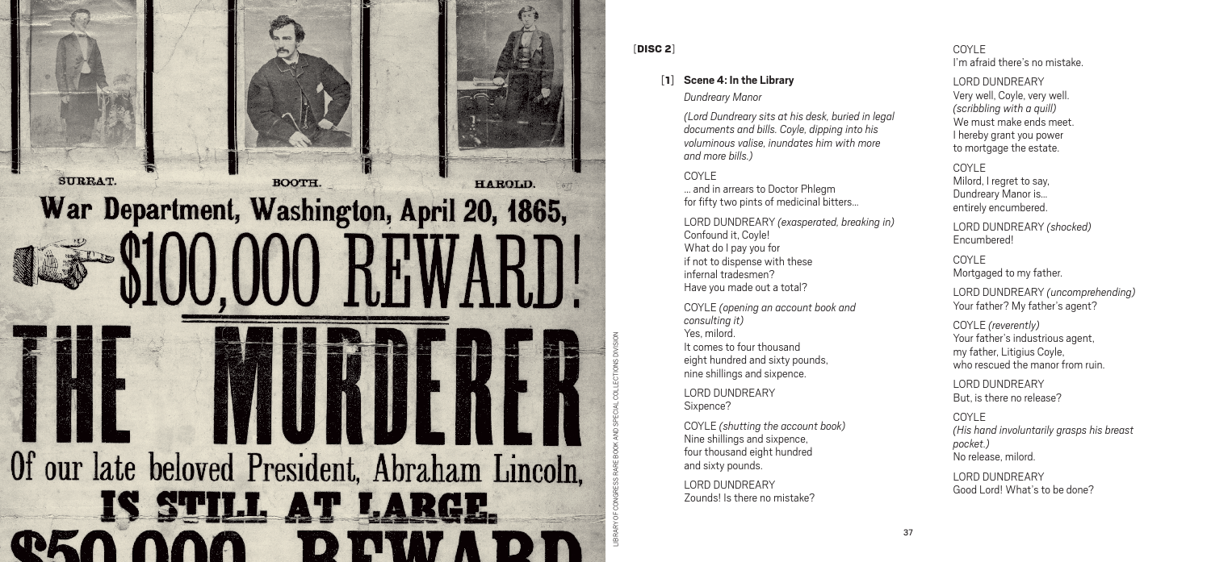LIBRARY OF CONGRESS RARE BOOK AND SPECIAL COLLECTIONS DIVISION

[**DISC 2**]

[**1**] **Scene 4: In the Library**

*Dundreary Manor*

*(Lord Dundreary sits at his desk, buried in legal documents and bills. Coyle, dipping into his voluminous valise, inundates him with more and more bills.)*

COYLE
… and in arrears to Doctor Phlegm
for fifty two pints of medicinal bitters…

LORD DUNDREARY *(exasperated, breaking in)*
Confound it, Coyle!
What do I pay you for
if not to dispense with these
infernal tradesmen?
Have you made out a total?

COYLE *(opening an account book and consulting it)*
Yes, milord.
It comes to four thousand
eight hundred and sixty pounds,
nine shillings and sixpence.

LORD DUNDREARY
Sixpence?

COYLE *(shutting the account book)*
Nine shillings and sixpence,
four thousand eight hundred
and sixty pounds.

LORD DUNDREARY
Zounds! Is there no mistake?

COYLE
I'm afraid there's no mistake.

LORD DUNDREARY
Very well, Coyle, very well.
*(scribbling with a quill)*
We must make ends meet.
I hereby grant you power
to mortgage the estate.

COYLE
Milord, I regret to say,
Dundreary Manor is…
entirely encumbered.

LORD DUNDREARY *(shocked)*
Encumbered!

COYLE
Mortgaged to my father.

LORD DUNDREARY *(uncomprehending)*
Your father? My father's agent?

COYLE *(reverently)*
Your father's industrious agent,
my father, Litigius Coyle,
who rescued the manor from ruin.

LORD DUNDREARY
But, is there no release?

COYLE
*(His hand involuntarily grasps his breast pocket.)*
No release, milord.

LORD DUNDREARY
Good Lord! What's to be done?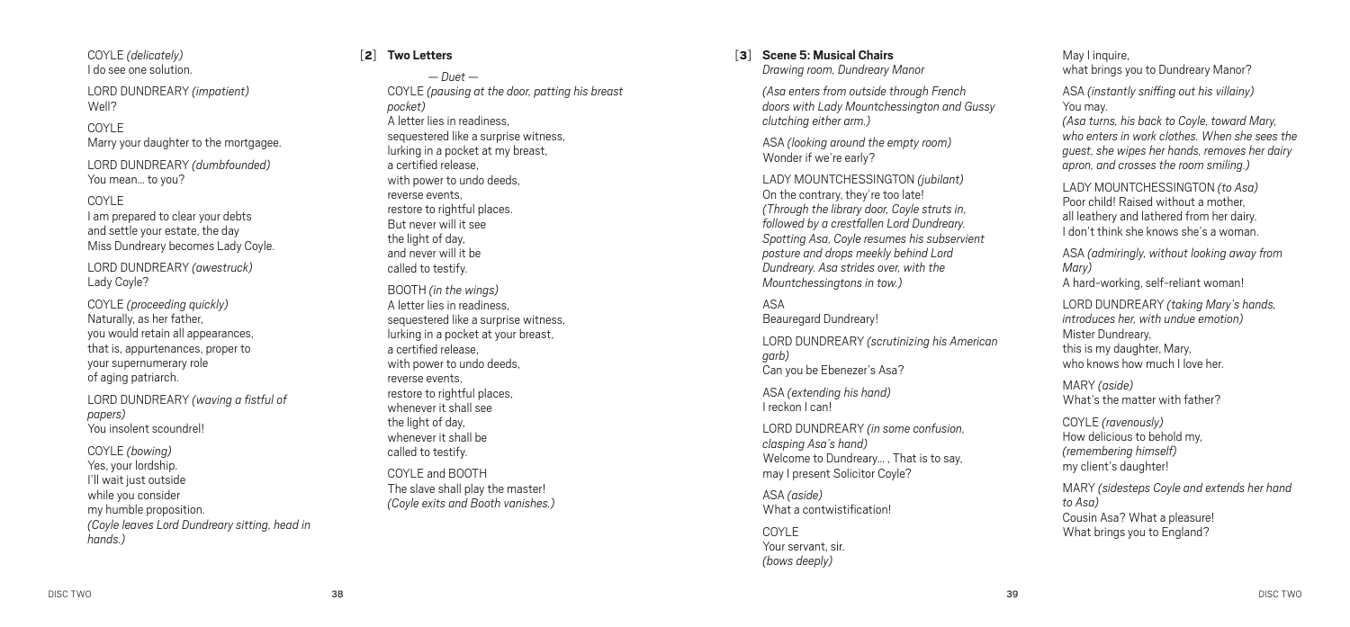COYLE *(delicately)*
I do see one solution.

LORD DUNDREARY *(impatient)*
Well?

COYLE
Marry your daughter to the mortgagee.

LORD DUNDREARY *(dumbfounded)*
You mean… to you?

COYLE
I am prepared to clear your debts
and settle your estate, the day
Miss Dundreary becomes Lady Coyle.

LORD DUNDREARY *(awestruck)*
Lady Coyle?

COYLE *(proceeding quickly)*
Naturally, as her father,
you would retain all appearances,
that is, appurtenances, proper to
your supernumerary role
of aging patriarch.

LORD DUNDREARY *(waving a fistful of papers)*
You insolent scoundrel!

COYLE *(bowing)*
Yes, your lordship.
I'll wait just outside
while you consider
my humble proposition.
*(Coyle leaves Lord Dundreary sitting, head in hands.)*

## [2] Two Letters

*— Duet —*

COYLE *(pausing at the door, patting his breast pocket)*
A letter lies in readiness,
sequestered like a surprise witness,
lurking in a pocket at my breast,
a certified release,
with power to undo deeds,
reverse events,
restore to rightful places.
But never will it see
the light of day,
and never will it be
called to testify.

BOOTH *(in the wings)*
A letter lies in readiness,
sequestered like a surprise witness,
lurking in a pocket at your breast,
a certified release,
with power to undo deeds,
reverse events,
restore to rightful places,
whenever it shall see
the light of day,
whenever it shall be
called to testify.

COYLE and BOOTH
The slave shall play the master!
*(Coyle exits and Booth vanishes.)*

## [3] Scene 5: Musical Chairs

*Drawing room, Dundreary Manor*

*(Asa enters from outside through French doors with Lady Mountchessington and Gussy clutching either arm.)*

ASA *(looking around the empty room)*
Wonder if we're early?

LADY MOUNTCHESSINGTON *(jubilant)*
On the contrary, they're too late!
*(Through the library door, Coyle struts in, followed by a crestfallen Lord Dundreary. Spotting Asa, Coyle resumes his subservient posture and drops meekly behind Lord Dundreary. Asa strides over, with the Mountchessingtons in tow.)*

ASA
Beauregard Dundreary!

LORD DUNDREARY *(scrutinizing his American garb)*
Can you be Ebenezer's Asa?

ASA *(extending his hand)*
I reckon I can!

LORD DUNDREARY *(in some confusion, clasping Asa's hand)*
Welcome to Dundreary… , That is to say,
may I present Solicitor Coyle?

ASA *(aside)*
What a contwistification!

COYLE
Your servant, sir.
*(bows deeply)*

May I inquire,
what brings you to Dundreary Manor?

ASA *(instantly sniffing out his villainy)*
You may.
*(Asa turns, his back to Coyle, toward Mary, who enters in work clothes. When she sees the guest, she wipes her hands, removes her dairy apron, and crosses the room smiling.)*

LADY MOUNTCHESSINGTON *(to Asa)*
Poor child! Raised without a mother,
all leathery and lathered from her dairy.
I don't think she knows she's a woman.

ASA *(admiringly, without looking away from Mary)*
A hard-working, self-reliant woman!

LORD DUNDREARY *(taking Mary's hands, introduces her, with undue emotion)*
Mister Dundreary,
this is my daughter, Mary,
who knows how much I love her.

MARY *(aside)*
What's the matter with father?

COYLE *(ravenously)*
How delicious to behold my,
*(remembering himself)*
my client's daughter!

MARY *(sidesteps Coyle and extends her hand to Asa)*
Cousin Asa? What a pleasure!
What brings you to England?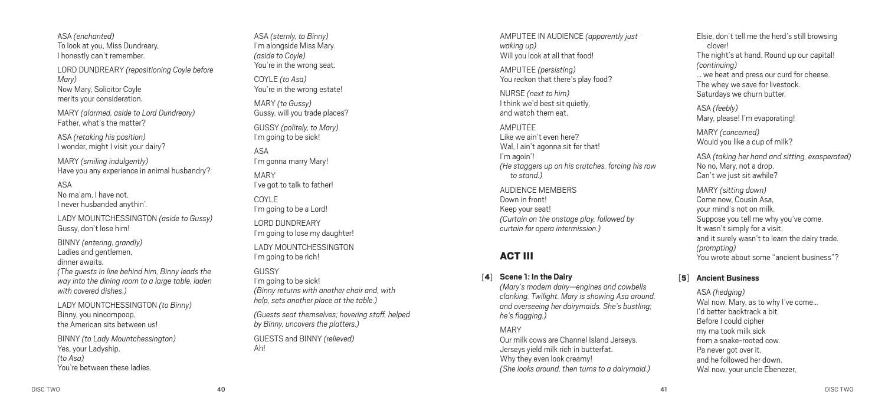ASA *(enchanted)*
To look at you, Miss Dundreary,
I honestly can't remember.

LORD DUNDREARY *(repositioning Coyle before Mary)*
Now Mary, Solicitor Coyle
merits your consideration.

MARY *(alarmed, aside to Lord Dundreary)*
Father, what's the matter?

ASA *(retaking his position)*
I wonder, might I visit your dairy?

MARY *(smiling indulgently)*
Have you any experience in animal husbandry?

ASA
No ma'am, I have not.
I never husbanded anythin'.

LADY MOUNTCHESSINGTON *(aside to Gussy)*
Gussy, don't lose him!

BINNY *(entering, grandly)*
Ladies and gentlemen,
dinner awaits.
*(The guests in line behind him, Binny leads the way into the dining room to a large table, laden with covered dishes.)*

LADY MOUNTCHESSINGTON *(to Binny)*
Binny, you nincompoop,
the American sits between us!

BINNY *(to Lady Mountchessington)*
Yes, your Ladyship.
*(to Asa)*
You're between these ladies.

ASA *(sternly, to Binny)*
I'm alongside Miss Mary.
*(aside to Coyle)*
You're in the wrong seat.

COYLE *(to Asa)*
You're in the wrong estate!

MARY *(to Gussy)*
Gussy, will you trade places?

GUSSY *(politely, to Mary)*
I'm going to be sick!

ASA
I'm gonna marry Mary!

MARY
I've got to talk to father!

COYLE
I'm going to be a Lord!

LORD DUNDREARY
I'm going to lose my daughter!

LADY MOUNTCHESSINGTON
I'm going to be rich!

GUSSY
I'm going to be sick!
*(Binny returns with another chair and, with help, sets another place at the table.)*

*(Guests seat themselves; hovering staff, helped by Binny, uncovers the platters.)*

GUESTS and BINNY *(relieved)*
Ah!

AMPUTEE IN AUDIENCE *(apparently just waking up)*
Will you look at all that food!

AMPUTEE *(persisting)*
You reckon that there's play food?

NURSE *(next to him)*
I think we'd best sit quietly,
and watch them eat.

AMPUTEE
Like we ain't even here?
Wal, I ain't agonna sit fer that!
I'm agoin'!
*(He staggers up on his crutches, forcing his row to stand.)*

AUDIENCE MEMBERS
Down in front!
Keep your seat!
*(Curtain on the onstage play, followed by curtain for opera intermission.)*

## ACT III

### [4] Scene 1: In the Dairy

*(Mary's modern dairy—engines and cowbells clanking. Twilight. Mary is showing Asa around, and overseeing her dairymaids. She's bustling; he's flagging.)*

MARY
Our milk cows are Channel Island Jerseys.
Jerseys yield milk rich in butterfat.
Why they even look creamy!
*(She looks around, then turns to a dairymaid.)*
Elsie, don't tell me the herd's still browsing clover!
The night's at hand. Round up our capital!
*(continuing)*
... we heat and press our curd for cheese.
The whey we save for livestock.
Saturdays we churn butter.

ASA *(feebly)*
Mary, please! I'm evaporating!

MARY *(concerned)*
Would you like a cup of milk?

ASA *(taking her hand and sitting, exasperated)*
No no, Mary, not a drop.
Can't we just sit awhile?

MARY *(sitting down)*
Come now, Cousin Asa,
your mind's not on milk.
Suppose you tell me why you've come.
It wasn't simply for a visit,
and it surely wasn't to learn the dairy trade.
*(prompting)*
You wrote about some "ancient business"?

### [5] Ancient Business

ASA *(hedging)*
Wal now, Mary, as to why I've come...
I'd better backtrack a bit.
Before I could cipher
my ma took milk sick
from a snake-rooted cow.
Pa never got over it,
and he followed her down.
Wal now, your uncle Ebenezer,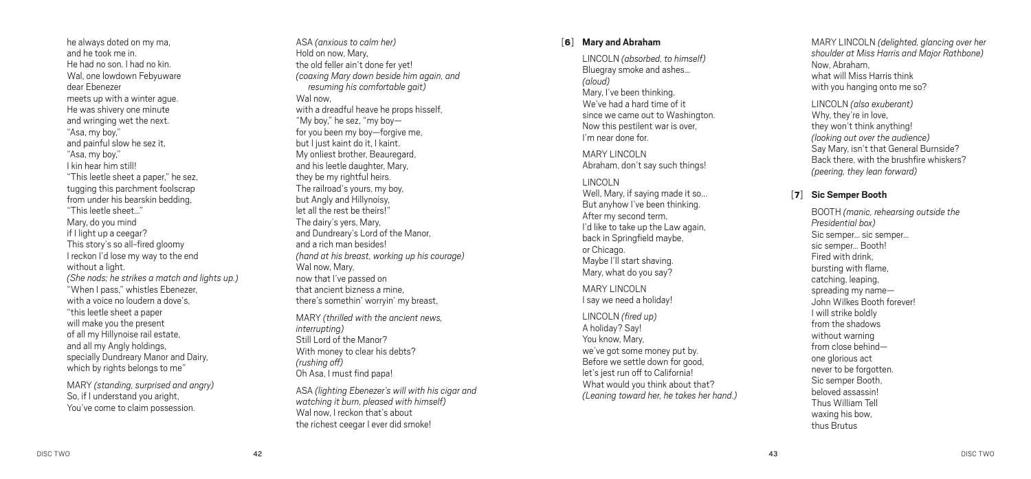he always doted on my ma,
and he took me in.
He had no son. I had no kin.
Wal, one lowdown Febyuware
dear Ebenezer
meets up with a winter ague.
He was shivery one minute
and wringing wet the next.
"Asa, my boy,"
and painful slow he sez it,
"Asa, my boy,"
I kin hear him still!
"This leetle sheet a paper," he sez,
tugging this parchment foolscap
from under his bearskin bedding,
"This leetle sheet..."
Mary, do you mind
if I light up a ceegar?
This story's so all-fired gloomy
I reckon I'd lose my way to the end
without a light.
*(She nods; he strikes a match and lights up.)*
"When I pass," whistles Ebenezer,
with a voice no loudern a dove's,
"this leetle sheet a paper
will make you the present
of all my Hillynoise rail estate,
and all my Angly holdings,
specially Dundreary Manor and Dairy,
which by rights belongs to me"

MARY *(standing, surprised and angry)*
So, if I understand you aright,
You've come to claim possession.

ASA *(anxious to calm her)*
Hold on now, Mary,
the old feller ain't done fer yet!
*(coaxing Mary down beside him again, and resuming his comfortable gait)*
Wal now,
with a dreadful heave he props hisself,
"My boy," he sez, "my boy—
for you been my boy—forgive me,
but I just kaint do it, I kaint.
My onliest brother, Beauregard,
and his leetle daughter, Mary,
they be my rightful heirs.
The railroad's yours, my boy,
but Angly and Hillynoisy,
let all the rest be theirs!"
The dairy's yers, Mary,
and Dundreary's Lord of the Manor,
and a rich man besides!
*(hand at his breast, working up his courage)*
Wal now, Mary,
now that I've passed on
that ancient bizness a mine,
there's somethin' worryin' my breast,

MARY *(thrilled with the ancient news, interrupting)*
Still Lord of the Manor?
With money to clear his debts?
*(rushing off)*
Oh Asa, I must find papa!

ASA *(lighting Ebenezer's will with his cigar and watching it burn, pleased with himself)*
Wal now, I reckon that's about
the richest ceegar I ever did smoke!

## [6] Mary and Abraham

LINCOLN *(absorbed, to himself)*
Bluegray smoke and ashes...
*(aloud)*
Mary, I've been thinking.
We've had a hard time of it
since we came out to Washington.
Now this pestilent war is over,
I'm near done for.

MARY LINCOLN
Abraham, don't say such things!

LINCOLN
Well, Mary, if saying made it so...
But anyhow I've been thinking.
After my second term,
I'd like to take up the Law again,
back in Springfield maybe,
or Chicago.
Maybe I'll start shaving.
Mary, what do you say?

MARY LINCOLN
I say we need a holiday!

LINCOLN *(fired up)*
A holiday? Say!
You know, Mary,
we've got some money put by.
Before we settle down for good,
let's jest run off to California!
What would you think about that?
*(Leaning toward her, he takes her hand.)*

MARY LINCOLN *(delighted, glancing over her shoulder at Miss Harris and Major Rathbone)*
Now, Abraham,
what will Miss Harris think
with you hanging onto me so?

LINCOLN *(also exuberant)*
Why, they're in love,
they won't think anything!
*(looking out over the audience)*
Say Mary, isn't that General Burnside?
Back there, with the brushfire whiskers?
*(peering, they lean forward)*

## [7] Sic Semper Booth

BOOTH *(manic, rehearsing outside the Presidential box)*
Sic semper... sic semper...
sic semper... Booth!
Fired with drink,
bursting with flame,
catching, leaping,
spreading my name—
John Wilkes Booth forever!
I will strike boldly
from the shadows
without warning
from close behind—
one glorious act
never to be forgotten.
Sic semper Booth,
beloved assassin!
Thus William Tell
waxing his bow,
thus Brutus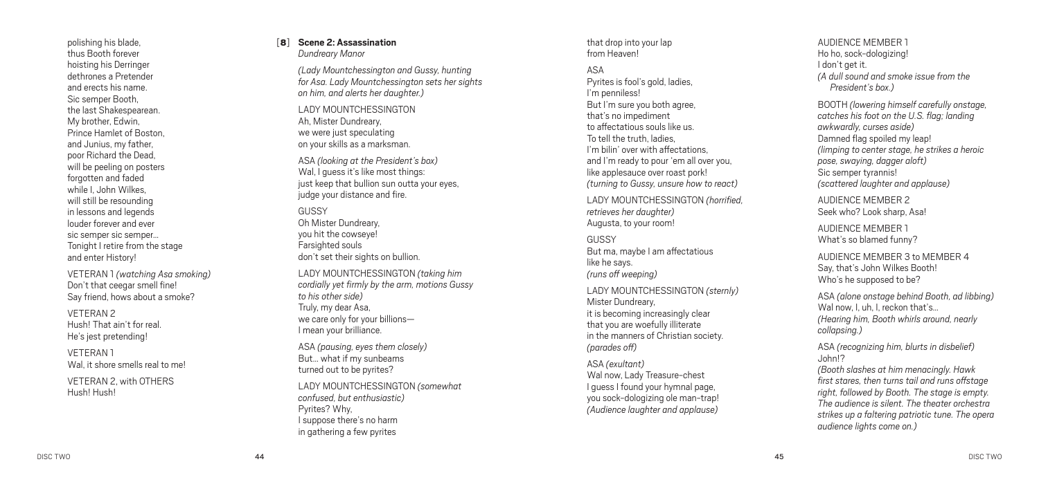polishing his blade,
thus Booth forever
hoisting his Derringer
dethrones a Pretender
and erects his name.
Sic semper Booth,
the last Shakespearean.
My brother, Edwin,
Prince Hamlet of Boston,
and Junius, my father,
poor Richard the Dead,
will be peeling on posters
forgotten and faded
while I, John Wilkes,
will still be resounding
in lessons and legends
louder forever and ever
sic semper sic semper...
Tonight I retire from the stage
and enter History!

VETERAN 1 *(watching Asa smoking)*
Don't that ceegar smell fine!
Say friend, hows about a smoke?

VETERAN 2
Hush! That ain't for real.
He's jest pretending!

VETERAN 1
Wal, it shore smells real to me!

VETERAN 2, with OTHERS
Hush! Hush!

[**8**] **Scene 2: Assassination**
*Dundreary Manor*

*(Lady Mountchessington and Gussy, hunting for Asa. Lady Mountchessington sets her sights on him, and alerts her daughter.)*

LADY MOUNTCHESSINGTON
Ah, Mister Dundreary,
we were just speculating
on your skills as a marksman.

ASA *(looking at the President's box)*
Wal, I guess it's like most things:
just keep that bullion sun outta your eyes,
judge your distance and fire.

GUSSY
Oh Mister Dundreary,
you hit the cowseye!
Farsighted souls
don't set their sights on bullion.

LADY MOUNTCHESSINGTON *(taking him cordially yet firmly by the arm, motions Gussy to his other side)*
Truly, my dear Asa,
we care only for your billions—
I mean your brilliance.

ASA *(pausing, eyes them closely)*
But... what if my sunbeams
turned out to be pyrites?

LADY MOUNTCHESSINGTON *(somewhat confused, but enthusiastic)*
Pyrites? Why,
I suppose there's no harm
in gathering a few pyrites
that drop into your lap
from Heaven!

ASA
Pyrites is fool's gold, ladies,
I'm penniless!
But I'm sure you both agree,
that's no impediment
to affectatious souls like us.
To tell the truth, ladies,
I'm bilin' over with affectations,
and I'm ready to pour 'em all over you,
like applesauce over roast pork!
*(turning to Gussy, unsure how to react)*

LADY MOUNTCHESSINGTON *(horrified, retrieves her daughter)*
Augusta, to your room!

GUSSY
But ma, maybe I am affectatious
like he says.
*(runs off weeping)*

LADY MOUNTCHESSINGTON *(sternly)*
Mister Dundreary,
it is becoming increasingly clear
that you are woefully illiterate
in the manners of Christian society.
*(parades off)*

ASA *(exultant)*
Wal now, Lady Treasure-chest
I guess I found your hymnal page,
you sock-dologizing ole man-trap!
*(Audience laughter and applause)*

AUDIENCE MEMBER 1
Ho ho, sock-dologizing!
I don't get it.
*(A dull sound and smoke issue from the President's box.)*

BOOTH *(lowering himself carefully onstage, catches his foot on the U.S. flag; landing awkwardly, curses aside)*
Damned flag spoiled my leap!
*(limping to center stage, he strikes a heroic pose, swaying, dagger aloft)*
Sic semper tyrannis!
*(scattered laughter and applause)*

AUDIENCE MEMBER 2
Seek who? Look sharp, Asa!

AUDIENCE MEMBER 1
What's so blamed funny?

AUDIENCE MEMBER 3 to MEMBER 4
Say, that's John Wilkes Booth!
Who's he supposed to be?

ASA *(alone onstage behind Booth, ad libbing)*
Wal now, I, uh, I, reckon that's...
*(Hearing him, Booth whirls around, nearly collapsing.)*

ASA *(recognizing him, blurts in disbelief)*
John!?
*(Booth slashes at him menacingly. Hawk first stares, then turns tail and runs offstage right, followed by Booth. The stage is empty. The audience is silent. The theater orchestra strikes up a faltering patriotic tune. The opera audience lights come on.)*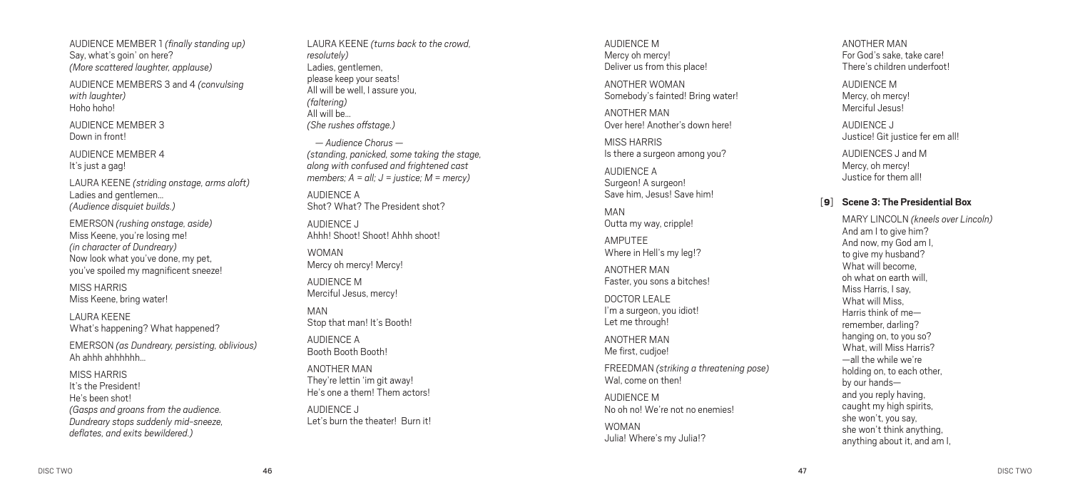AUDIENCE MEMBER 1 *(finally standing up)*
Say, what's goin' on here?
*(More scattered laughter, applause)*

AUDIENCE MEMBERS 3 and 4 *(convulsing with laughter)*
Hoho hoho!

AUDIENCE MEMBER 3
Down in front!

AUDIENCE MEMBER 4
It's just a gag!

LAURA KEENE *(striding onstage, arms aloft)*
Ladies and gentlemen…
*(Audience disquiet builds.)*

EMERSON *(rushing onstage, aside)*
Miss Keene, you're losing me!
*(in character of Dundreary)*
Now look what you've done, my pet,
you've spoiled my magnificent sneeze!

MISS HARRIS
Miss Keene, bring water!

LAURA KEENE
What's happening? What happened?

EMERSON *(as Dundreary, persisting, oblivious)*
Ah ahhh ahhhhhh…

MISS HARRIS
It's the President!
He's been shot!
*(Gasps and groans from the audience. Dundreary stops suddenly mid-sneeze, deflates, and exits bewildered.)*

LAURA KEENE *(turns back to the crowd, resolutely)*
Ladies, gentlemen,
please keep your seats!
All will be well, I assure you,
*(faltering)*
All will be…
*(She rushes offstage.)*

*— Audience Chorus —*
*(standing, panicked, some taking the stage, along with confused and frightened cast members; A = all; J = justice; M = mercy)*

AUDIENCE A
Shot? What? The President shot?

AUDIENCE J
Ahhh! Shoot! Shoot! Ahhh shoot!

WOMAN
Mercy oh mercy! Mercy!

AUDIENCE M
Merciful Jesus, mercy!

MAN
Stop that man! It's Booth!

AUDIENCE A
Booth Booth Booth!

ANOTHER MAN
They're lettin 'im git away!
He's one a them! Them actors!

AUDIENCE J
Let's burn the theater! Burn it!

AUDIENCE M
Mercy oh mercy!
Deliver us from this place!

ANOTHER WOMAN
Somebody's fainted! Bring water!

ANOTHER MAN
Over here! Another's down here!

MISS HARRIS
Is there a surgeon among you?

AUDIENCE A
Surgeon! A surgeon!
Save him, Jesus! Save him!

MAN
Outta my way, cripple!

AMPUTEE
Where in Hell's my leg!?

ANOTHER MAN
Faster, you sons a bitches!

DOCTOR LEALE
I'm a surgeon, you idiot!
Let me through!

ANOTHER MAN
Me first, cudjoe!

FREEDMAN *(striking a threatening pose)*
Wal, come on then!

AUDIENCE M
No oh no! We're not no enemies!

WOMAN
Julia! Where's my Julia!?

ANOTHER MAN
For God's sake, take care!
There's children underfoot!

AUDIENCE M
Mercy, oh mercy!
Merciful Jesus!

AUDIENCE J
Justice! Git justice fer em all!

AUDIENCES J and M
Mercy, oh mercy!
Justice for them all!

## [9] Scene 3: The Presidential Box

MARY LINCOLN *(kneels over Lincoln)*
And am I to give him?
And now, my God am I,
to give my husband?
What will become,
oh what on earth will,
Miss Harris, I say,
What will Miss,
Harris think of me—
remember, darling?
hanging on, to you so?
What, will Miss Harris?
—all the while we're
holding on, to each other,
by our hands—
and you reply having,
caught my high spirits,
she won't, you say,
she won't think anything,
anything about it, and am I,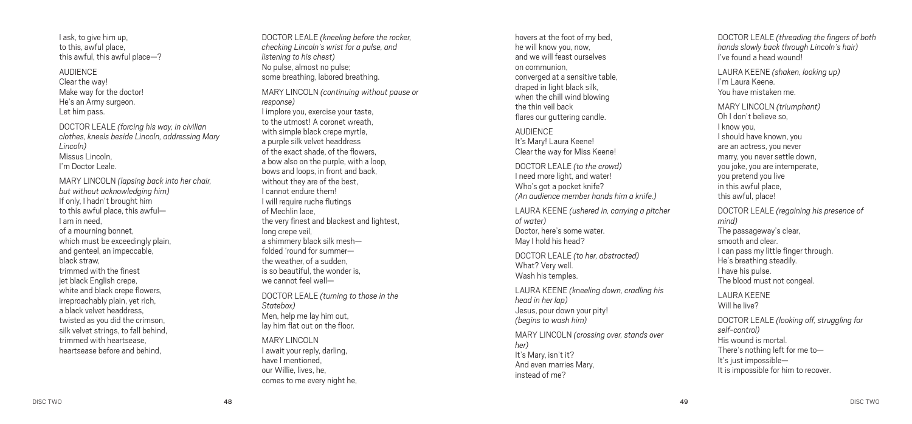I ask, to give him up,
to this, awful place,
this awful, this awful place—?

AUDIENCE
Clear the way!
Make way for the doctor!
He's an Army surgeon.
Let him pass.

DOCTOR LEALE *(forcing his way, in civilian clothes, kneels beside Lincoln, addressing Mary Lincoln)*
Missus Lincoln,
I'm Doctor Leale.

MARY LINCOLN *(lapsing back into her chair, but without acknowledging him)*
If only, I hadn't brought him
to this awful place, this awful—
I am in need,
of a mourning bonnet,
which must be exceedingly plain,
and genteel, an impeccable,
black straw,
trimmed with the finest
jet black English crepe,
white and black crepe flowers,
irreproachably plain, yet rich,
a black velvet headdress,
twisted as you did the crimson,
silk velvet strings, to fall behind,
trimmed with heartsease,
heartsease before and behind,

DOCTOR LEALE *(kneeling before the rocker, checking Lincoln's wrist for a pulse, and listening to his chest)*
No pulse, almost no pulse;
some breathing, labored breathing.

MARY LINCOLN *(continuing without pause or response)*
I implore you, exercise your taste,
to the utmost! A coronet wreath,
with simple black crepe myrtle,
a purple silk velvet headdress
of the exact shade, of the flowers,
a bow also on the purple, with a loop,
bows and loops, in front and back,
without they are of the best,
I cannot endure them!
I will require ruche flutings
of Mechlin lace,
the very finest and blackest and lightest,
long crepe veil,
a shimmery black silk mesh—
folded 'round for summer—
the weather, of a sudden,
is so beautiful, the wonder is,
we cannot feel well—

DOCTOR LEALE *(turning to those in the Statebox)*
Men, help me lay him out,
lay him flat out on the floor.

MARY LINCOLN
I await your reply, darling,
have I mentioned,
our Willie, lives, he,
comes to me every night he,
hovers at the foot of my bed,
he will know you, now,
and we will feast ourselves
on communion,
converged at a sensitive table,
draped in light black silk,
when the chill wind blowing
the thin veil back
flares our guttering candle.

AUDIENCE
It's Mary! Laura Keene!
Clear the way for Miss Keene!

DOCTOR LEALE *(to the crowd)*
I need more light, and water!
Who's got a pocket knife?
*(An audience member hands him a knife.)*

LAURA KEENE *(ushered in, carrying a pitcher of water)*
Doctor, here's some water.
May I hold his head?

DOCTOR LEALE *(to her, abstracted)*
What? Very well.
Wash his temples.

LAURA KEENE *(kneeling down, cradling his head in her lap)*
Jesus, pour down your pity!
*(begins to wash him)*

MARY LINCOLN *(crossing over, stands over her)*
It's Mary, isn't it?
And even marries Mary,
instead of me?

DOCTOR LEALE *(threading the fingers of both hands slowly back through Lincoln's hair)*
I've found a head wound!

LAURA KEENE *(shaken, looking up)*
I'm Laura Keene.
You have mistaken me.

MARY LINCOLN *(triumphant)*
Oh I don't believe so,
I know you,
I should have known, you
are an actress, you never
marry, you never settle down,
you joke, you are intemperate,
you pretend you live
in this awful place,
this awful, place!

DOCTOR LEALE *(regaining his presence of mind)*
The passageway's clear,
smooth and clear.
I can pass my little finger through.
He's breathing steadily.
I have his pulse.
The blood must not congeal.

LAURA KEENE
Will he live?

DOCTOR LEALE *(looking off, struggling for self-control)*
His wound is mortal.
There's nothing left for me to—
It's just impossible—
It is impossible for him to recover.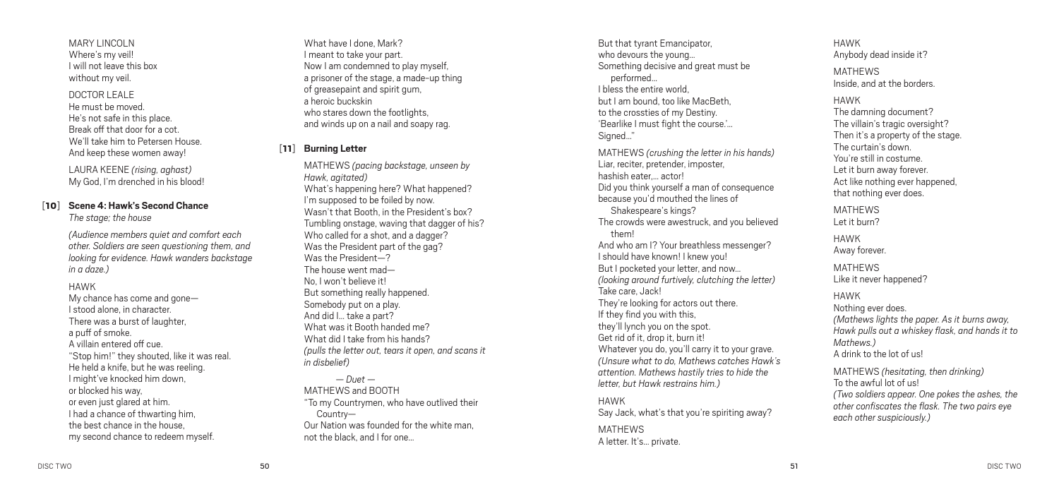MARY LINCOLN
Where's my veil!
I will not leave this box
without my veil.

DOCTOR LEALE
He must be moved.
He's not safe in this place.
Break off that door for a cot.
We'll take him to Petersen House.
And keep these women away!

LAURA KEENE *(rising, aghast)*
My God, I'm drenched in his blood!

## [10] Scene 4: Hawk's Second Chance

*The stage; the house*

*(Audience members quiet and comfort each other. Soldiers are seen questioning them, and looking for evidence. Hawk wanders backstage in a daze.)*

HAWK
My chance has come and gone—
I stood alone, in character.
There was a burst of laughter,
a puff of smoke.
A villain entered off cue.
"Stop him!" they shouted, like it was real.
He held a knife, but he was reeling.
I might've knocked him down,
or blocked his way,
or even just glared at him.
I had a chance of thwarting him,
the best chance in the house,
my second chance to redeem myself.
What have I done, Mark?
I meant to take your part.
Now I am condemned to play myself,
a prisoner of the stage, a made-up thing
of greasepaint and spirit gum,
a heroic buckskin
who stares down the footlights,
and winds up on a nail and soapy rag.

## [11] Burning Letter

MATHEWS *(pacing backstage, unseen by Hawk, agitated)*
What's happening here? What happened?
I'm supposed to be foiled by now.
Wasn't that Booth, in the President's box?
Tumbling onstage, waving that dagger of his?
Who called for a shot, and a dagger?
Was the President part of the gag?
Was the President—?
The house went mad—
No, I won't believe it!
But something really happened.
Somebody put on a play.
And did I… take a part?
What was it Booth handed me?
What did I take from his hands?
*(pulls the letter out, tears it open, and scans it in disbelief)*

*— Duet —*

MATHEWS and BOOTH
"To my Countrymen, who have outlived their Country—
Our Nation was founded for the white man,
not the black, and I for one…
But that tyrant Emancipator,
who devours the young…
Something decisive and great must be performed…
I bless the entire world,
but I am bound, too like MacBeth,
to the crossties of my Destiny.
'Bearlike I must fight the course.'…
Signed…"

MATHEWS *(crushing the letter in his hands)*
Liar, reciter, pretender, imposter,
hashish eater,… actor!
Did you think yourself a man of consequence
because you'd mouthed the lines of Shakespeare's kings?
The crowds were awestruck, and you believed them!
And who am I? Your breathless messenger?
I should have known! I knew you!
But I pocketed your letter, and now…
*(looking around furtively, clutching the letter)*
Take care, Jack!
They're looking for actors out there.
If they find you with this,
they'll lynch you on the spot.
Get rid of it, drop it, burn it!
Whatever you do, you'll carry it to your grave.
*(Unsure what to do, Mathews catches Hawk's attention. Mathews hastily tries to hide the letter, but Hawk restrains him.)*

HAWK
Say Jack, what's that you're spiriting away?

MATHEWS
A letter. It's… private.

HAWK
Anybody dead inside it?

MATHEWS
Inside, and at the borders.

HAWK
The damning document?
The villain's tragic oversight?
Then it's a property of the stage.
The curtain's down.
You're still in costume.
Let it burn away forever.
Act like nothing ever happened,
that nothing ever does.

MATHEWS
Let it burn?

HAWK
Away forever.

MATHEWS
Like it never happened?

HAWK
Nothing ever does.
*(Mathews lights the paper. As it burns away, Hawk pulls out a whiskey flask, and hands it to Mathews.)*
A drink to the lot of us!

MATHEWS *(hesitating, then drinking)*
To the awful lot of us!
*(Two soldiers appear. One pokes the ashes, the other confiscates the flask. The two pairs eye each other suspiciously.)*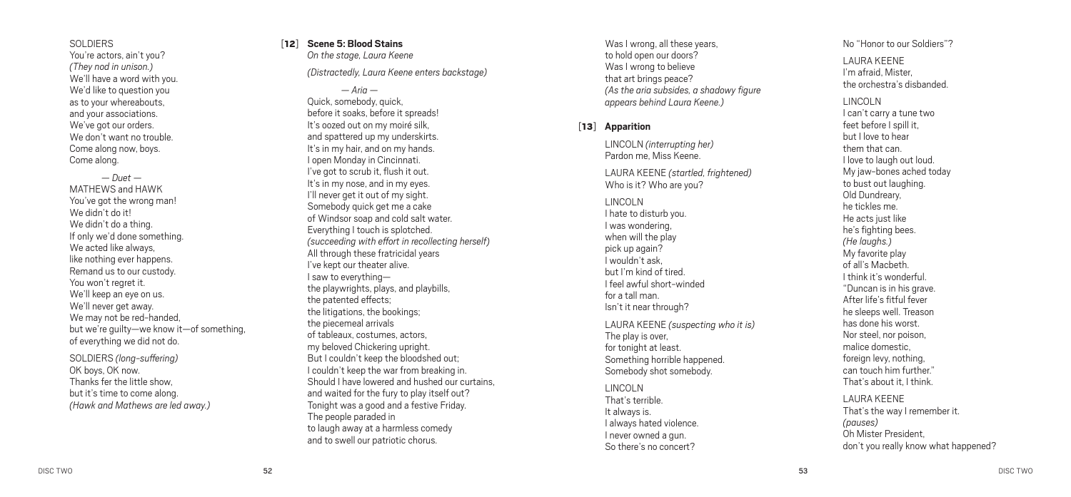SOLDIERS
You're actors, ain't you?
*(They nod in unison.)*
We'll have a word with you.
We'd like to question you
as to your whereabouts,
and your associations.
We've got our orders.
We don't want no trouble.
Come along now, boys.
Come along.

*— Duet —*
MATHEWS and HAWK
You've got the wrong man!
We didn't do it!
We didn't do a thing.
If only we'd done something.
We acted like always,
like nothing ever happens.
Remand us to our custody.
You won't regret it.
We'll keep an eye on us.
We'll never get away.
We may not be red-handed,
but we're guilty—we know it—of something,
of everything we did not do.

SOLDIERS *(long-suffering)*
OK boys, OK now.
Thanks fer the little show,
but it's time to come along.
*(Hawk and Mathews are led away.)*

## [12] Scene 5: Blood Stains

*On the stage, Laura Keene*

*(Distractedly, Laura Keene enters backstage)*

*— Aria —*
Quick, somebody, quick,
before it soaks, before it spreads!
It's oozed out on my moiré silk,
and spattered up my underskirts.
It's in my hair, and on my hands.
I open Monday in Cincinnati.
I've got to scrub it, flush it out.
It's in my nose, and in my eyes.
I'll never get it out of my sight.
Somebody quick get me a cake
of Windsor soap and cold salt water.
Everything I touch is splotched.
*(succeeding with effort in recollecting herself)*
All through these fratricidal years
I've kept our theater alive.
I saw to everything—
the playwrights, plays, and playbills,
the patented effects;
the litigations, the bookings;
the piecemeal arrivals
of tableaux, costumes, actors,
my beloved Chickering upright.
But I couldn't keep the bloodshed out;
I couldn't keep the war from breaking in.
Should I have lowered and hushed our curtains,
and waited for the fury to play itself out?
Tonight was a good and a festive Friday.
The people paraded in
to laugh away at a harmless comedy
and to swell our patriotic chorus.

Was I wrong, all these years,
to hold open our doors?
Was I wrong to believe
that art brings peace?
*(As the aria subsides, a shadowy figure appears behind Laura Keene.)*

## [13] Apparition

LINCOLN *(interrupting her)*
Pardon me, Miss Keene.

LAURA KEENE *(startled, frightened)*
Who is it? Who are you?

LINCOLN
I hate to disturb you.
I was wondering,
when will the play
pick up again?
I wouldn't ask,
but I'm kind of tired.
I feel awful short-winded
for a tall man.
Isn't it near through?

LAURA KEENE *(suspecting who it is)*
The play is over,
for tonight at least.
Something horrible happened.
Somebody shot somebody.

LINCOLN
That's terrible.
It always is.
I always hated violence.
I never owned a gun.
So there's no concert?
No "Honor to our Soldiers"?

LAURA KEENE
I'm afraid, Mister,
the orchestra's disbanded.

LINCOLN
I can't carry a tune two
feet before I spill it,
but I love to hear
them that can.
I love to laugh out loud.
My jaw-bones ached today
to bust out laughing.
Old Dundreary,
he tickles me.
He acts just like
he's fighting bees.
*(He laughs.)*
My favorite play
of all's Macbeth.
I think it's wonderful.
"Duncan is in his grave.
After life's fitful fever
he sleeps well. Treason
has done his worst.
Nor steel, nor poison,
malice domestic,
foreign levy, nothing,
can touch him further."
That's about it, I think.

LAURA KEENE
That's the way I remember it.
*(pauses)*
Oh Mister President,
don't you really know what happened?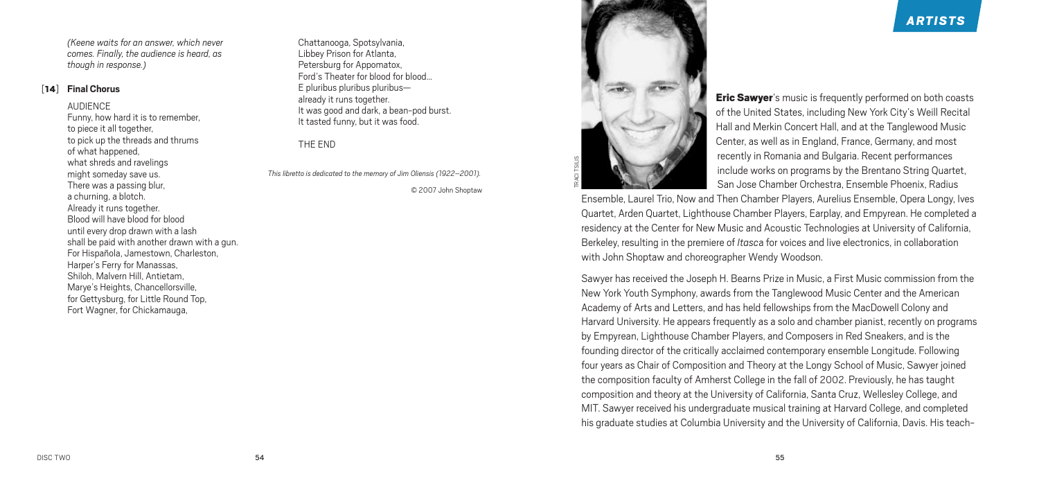*(Keene waits for an answer, which never comes. Finally, the audience is heard, as though in response.)*

[**14**] **Final Chorus**

AUDIENCE
Funny, how hard it is to remember,
to piece it all together,
to pick up the threads and thrums
of what happened,
what shreds and ravelings
might someday save us.
There was a passing blur,
a churning, a blotch.
Already it runs together.
Blood will have blood for blood
until every drop drawn with a lash
shall be paid with another drawn with a gun.
For Hispañola, Jamestown, Charleston,
Harper's Ferry for Manassas,
Shiloh, Malvern Hill, Antietam,
Marye's Heights, Chancellorsville,
for Gettysburg, for Little Round Top,
Fort Wagner, for Chickamauga,
Chattanooga, Spotsylvania,
Libbey Prison for Atlanta,
Petersburg for Appomatox,
Ford's Theater for blood for blood...
E pluribus pluribus pluribus—
already it runs together.
It was good and dark, a bean-pod burst.
It tasted funny, but it was food.

THE END

*This libretto is dedicated to the memory of Jim Oliensis (1922–2001).*

© 2007 John Shoptaw

## ARTISTS

TRACI TSILIS

**Eric Sawyer**'s music is frequently performed on both coasts of the United States, including New York City's Weill Recital Hall and Merkin Concert Hall, and at the Tanglewood Music Center, as well as in England, France, Germany, and most recently in Romania and Bulgaria. Recent performances include works on programs by the Brentano String Quartet, San Jose Chamber Orchestra, Ensemble Phoenix, Radius Ensemble, Laurel Trio, Now and Then Chamber Players, Aurelius Ensemble, Opera Longy, Ives Quartet, Arden Quartet, Lighthouse Chamber Players, Earplay, and Empyrean. He completed a residency at the Center for New Music and Acoustic Technologies at University of California, Berkeley, resulting in the premiere of *Itasca* for voices and live electronics, in collaboration with John Shoptaw and choreographer Wendy Woodson.

Sawyer has received the Joseph H. Bearns Prize in Music, a First Music commission from the New York Youth Symphony, awards from the Tanglewood Music Center and the American Academy of Arts and Letters, and has held fellowships from the MacDowell Colony and Harvard University. He appears frequently as a solo and chamber pianist, recently on programs by Empyrean, Lighthouse Chamber Players, and Composers in Red Sneakers, and is the founding director of the critically acclaimed contemporary ensemble Longitude. Following four years as Chair of Composition and Theory at the Longy School of Music, Sawyer joined the composition faculty of Amherst College in the fall of 2002. Previously, he has taught composition and theory at the University of California, Santa Cruz, Wellesley College, and MIT. Sawyer received his undergraduate musical training at Harvard College, and completed his graduate studies at Columbia University and the University of California, Davis. His teach-